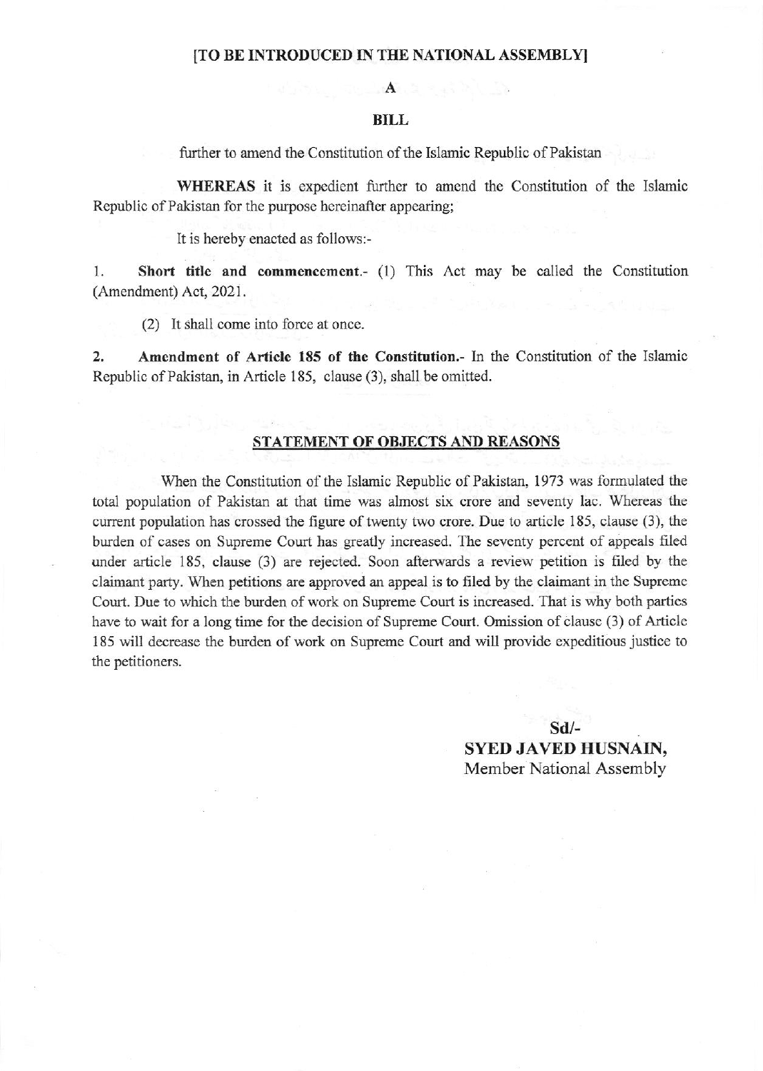**[TO BE INTRODUCED IN THE NATIONAL ASSEMBLY]**

**A**

**BILL**

further to amend the Constitution of the Islamic Republic of Pakistan

**WHEREAS** it is expedient further to amend the Constitution of the Islamic Republic of Pakistan for the purpose hereinafter appearing;

It is hereby enacted as follows:-

1. **Short title and commencement.-** (1) This Act may be called the Constitution (Amendment) Act, 2021.

(2) It shall come into force at once.

2. **Amendment of Article 185 of the Constitution.-** In the Constitution of the Islamic Republic of Pakistan, in Article 185, clause (3), shall be omitted.

## STATEMENT OF OBJECTS AND REASONS

When the Constitution of the Islamic Republic of Pakistan, 1973 was formulated the total population of Pakistan at that time was almost six crore and seventy lac. Whereas the current population has crossed the figure of twenty two crore. Due to article 185, clause (3), the burden of cases on Supreme Court has greatly increased. The seventy percent of appeals filed under article 185, clause (3) are rejected. Soon afterwards a review petition is filed by the claimant party. When petitions are approved an appeal is to filed by the claimant in the Supreme Court. Due to which the burden of work on Supreme Court is increased. That is why both parties have to wait for a long time for the decision of Supreme Court. Omission of clause (3) of Article 185 will decrease the burden of work on Supreme Court and will provide expeditious justice to the petitioners.

**Sd/-**
**SYED JAVED HUSNAIN,**
Member National Assembly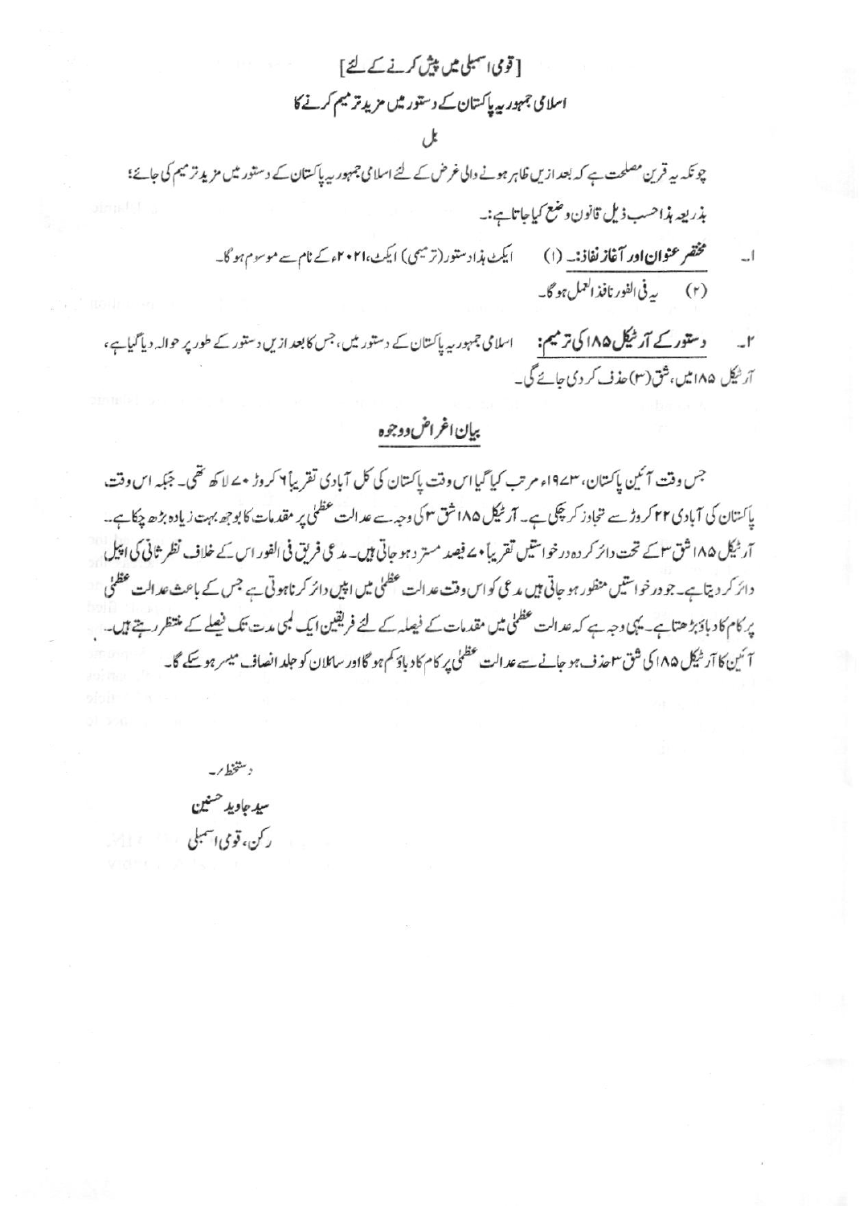[قومی اسمبلی میں پیش کرنے کے لئے]

# اسلامی جمہوریہ پاکستان کے دستور میں مزید ترمیم کرنے کا

## بل

چونکہ یہ قرین مصلحت ہے کہ بعد ازیں ظاہر ہونے والی غرض کے لئے اسلامی جمہوریہ پاکستان کے دستور میں مزید ترمیم کی جائے؛

بذریعہ ہذا حسب ذیل قانون وضع کیا جاتا ہے:۔

۱۔ **مختصر عنوان اور آغاز نفاذ:۔** (۱) ایکٹ ہذا دستور (ترمیمی) ایکٹ، ۲۰۲۱ء کے نام سے موسوم ہوگا۔

(۲) یہ فی الفور نافذ العمل ہوگا۔

۲۔ **دستور کے آرٹیکل ۱۸۵ کی ترمیم:** اسلامی جمہوریہ پاکستان کے دستور میں، جس کا بعد ازیں دستور کے طور پر حوالہ دیا گیا ہے، آرٹیکل ۱۸۵ میں، شق (۳) حذف کر دی جائے گی۔

## بیان اغراض و وجوہ

جس وقت آئین پاکستان، ۱۹۷۳ء مرتب کیا گیا اس وقت پاکستان کی کل آبادی تقریباً ۶ کروڑ ۷۰ لاکھ تھی۔ جبکہ اس وقت پاکستان کی آبادی ۲۲ کروڑ سے تجاوز کر چکی ہے۔ آرٹیکل ۱۸۵ شق ۳ کی وجہ سے عدالت عظمیٰ پر مقدمات کا بوجھ بہت زیادہ بڑھ چکا ہے۔ آرٹیکل ۱۸۵ شق ۳ کے تحت دائر کردہ درخواستیں تقریباً ۷۰ فیصد مسترد ہو جاتی ہیں۔ مدعی فریق فی الفور اس کے خلاف نظر ثانی کی اپیل دائر کر دیتا ہے۔ جو درخواستیں منظور ہو جاتی ہیں مدعی کو اس وقت عدالت عظمیٰ میں اپیل دائر کرنا ہوتی ہے جس کے باعث عدالت عظمیٰ پر کام کا دباؤ بڑھتا ہے۔ یہی وجہ ہے کہ عدالت عظمیٰ میں مقدمات کے فیصلہ کے لئے فریقین ایک لمبی مدت تک فیصلے کے منتظر رہتے ہیں۔ آئین کا آرٹیکل ۱۸۵ کی شق ۳ حذف ہو جانے سے عدالت عظمیٰ پر کام کا دباؤ کم ہوگا اور سائلان کو جلد انصاف میسر ہو سکے گا۔

دستخط/۔

سید جاوید حسنین

رکن، قومی اسمبلی